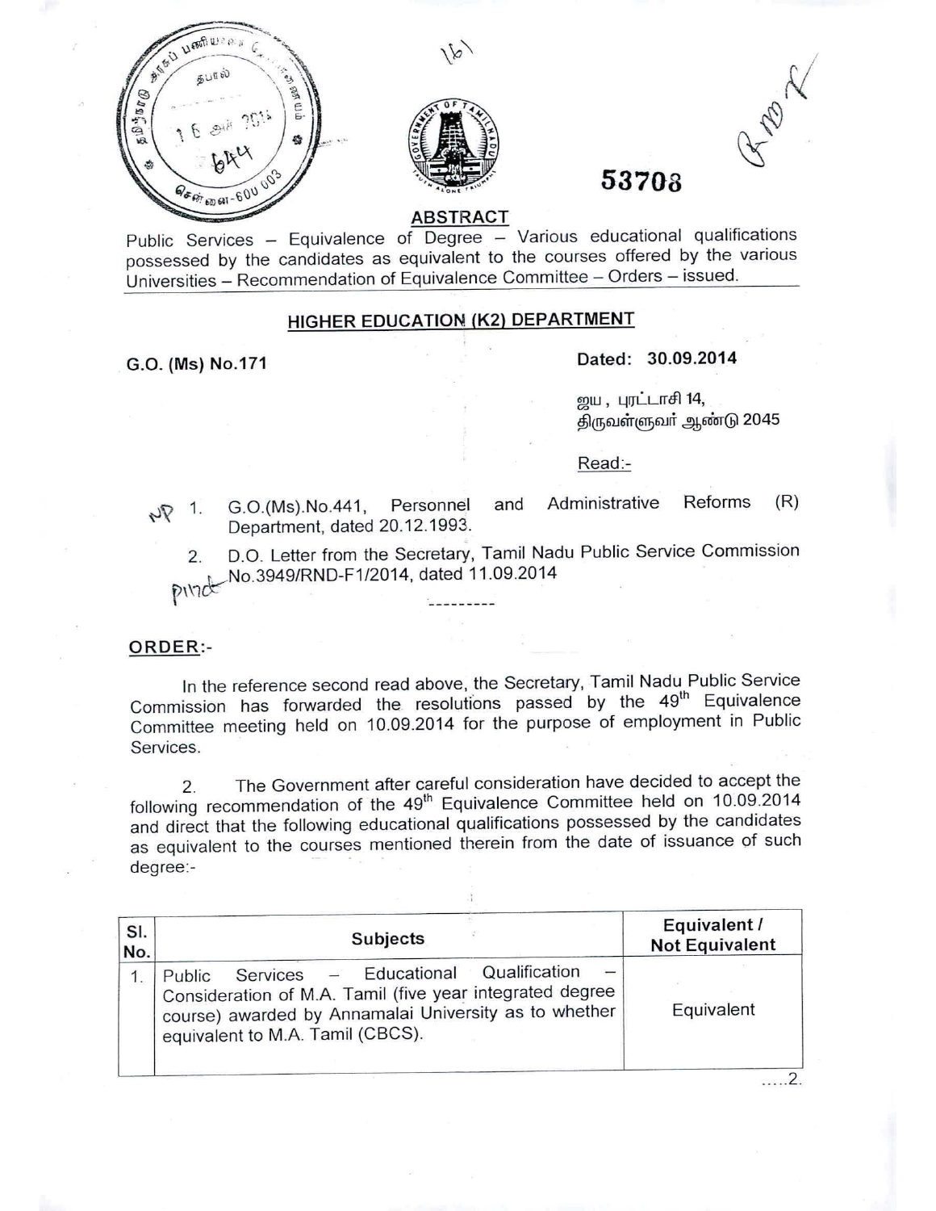53708

## ABSTRACT

Public Services – Equivalence of Degree – Various educational qualifications possessed by the candidates as equivalent to the courses offered by the various Universities – Recommendation of Equivalence Committee – Orders – issued.

### HIGHER EDUCATION (K2) DEPARTMENT

**G.O. (Ms) No.171** **Dated: 30.09.2014**

ஜய, புரட்டாசி 14,
திருவள்ளுவர் ஆண்டு 2045

Read:-

1. G.O.(Ms).No.441, Personnel and Administrative Reforms (R) Department, dated 20.12.1993.
2. D.O. Letter from the Secretary, Tamil Nadu Public Service Commission No.3949/RND-F1/2014, dated 11.09.2014

---------

**ORDER:-**

In the reference second read above, the Secretary, Tamil Nadu Public Service Commission has forwarded the resolutions passed by the 49th Equivalence Committee meeting held on 10.09.2014 for the purpose of employment in Public Services.

2. The Government after careful consideration have decided to accept the following recommendation of the 49th Equivalence Committee held on 10.09.2014 and direct that the following educational qualifications possessed by the candidates as equivalent to the courses mentioned therein from the date of issuance of such degree:-

| Sl. No. | Subjects | Equivalent / Not Equivalent |
|---|---|---|
| 1. | Public Services – Educational Qualification – Consideration of M.A. Tamil (five year integrated degree course) awarded by Annamalai University as to whether equivalent to M.A. Tamil (CBCS). | Equivalent |

.....2.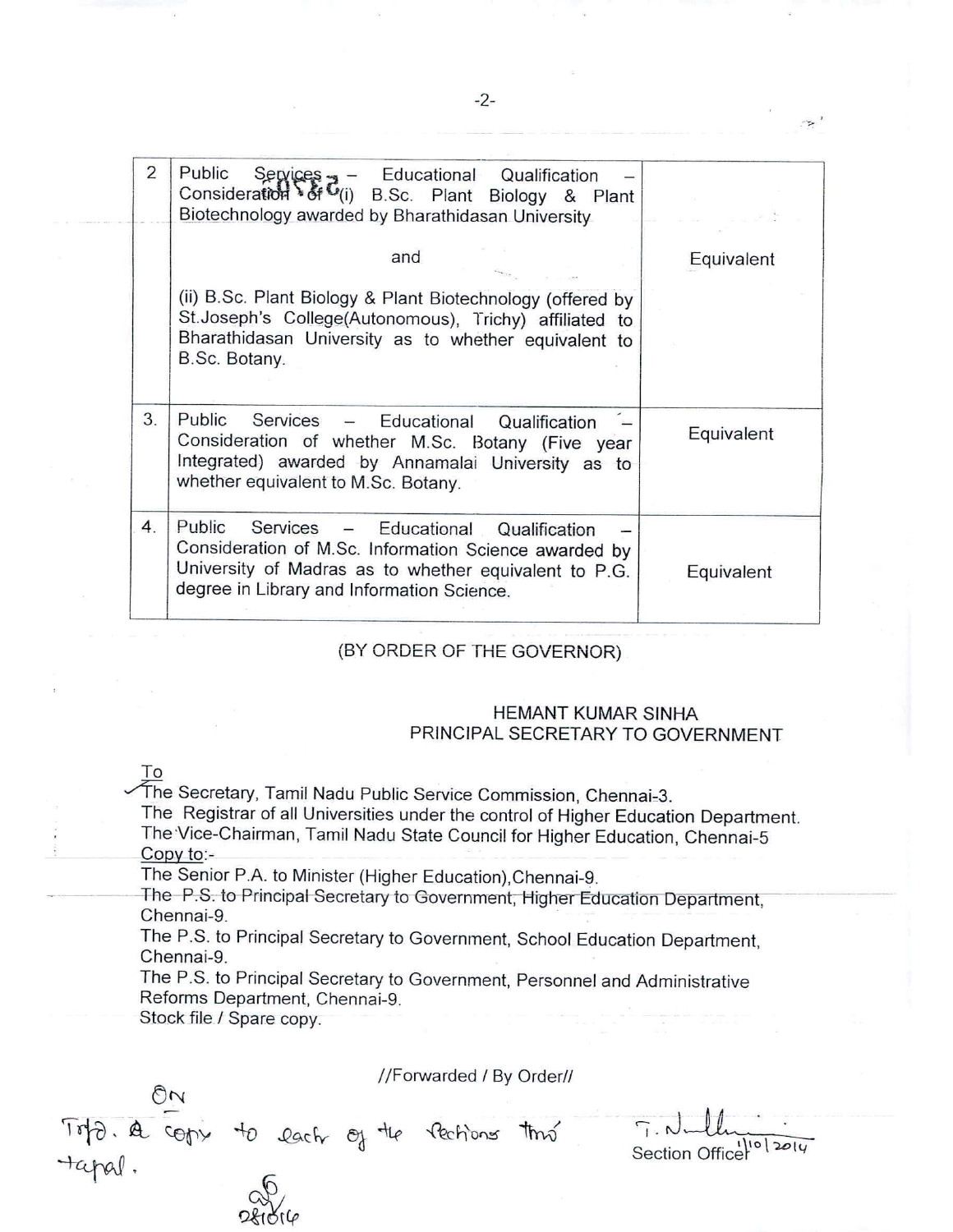| | | |
|---|---|---|
| 2 | Public Services – Educational Qualification – Consideration of (i) B.Sc. Plant Biology & Plant Biotechnology awarded by Bharathidasan University<br><br>and<br><br>(ii) B.Sc. Plant Biology & Plant Biotechnology (offered by St.Joseph's College(Autonomous), Trichy) affiliated to Bharathidasan University as to whether equivalent to B.Sc. Botany. | Equivalent |
| 3. | Public Services – Educational Qualification – Consideration of whether M.Sc. Botany (Five year Integrated) awarded by Annamalai University as to whether equivalent to M.Sc. Botany. | Equivalent |
| 4. | Public Services – Educational Qualification – Consideration of M.Sc. Information Science awarded by University of Madras as to whether equivalent to P.G. degree in Library and Information Science. | Equivalent |

(BY ORDER OF THE GOVERNOR)

HEMANT KUMAR SINHA
PRINCIPAL SECRETARY TO GOVERNMENT

To

The Secretary, Tamil Nadu Public Service Commission, Chennai-3.
The Registrar of all Universities under the control of Higher Education Department.
The Vice-Chairman, Tamil Nadu State Council for Higher Education, Chennai-5

Copy to:-

The Senior P.A. to Minister (Higher Education), Chennai-9.
The P.S. to Principal Secretary to Government, Higher Education Department, Chennai-9.
The P.S. to Principal Secretary to Government, School Education Department, Chennai-9.
The P.S. to Principal Secretary to Government, Personnel and Administrative Reforms Department, Chennai-9.
Stock file / Spare copy.

//Forwarded / By Order//

Section Officer 1/10/2014

ON
Toto. A copy to each of the Sections thro' tapal.
28/10/14